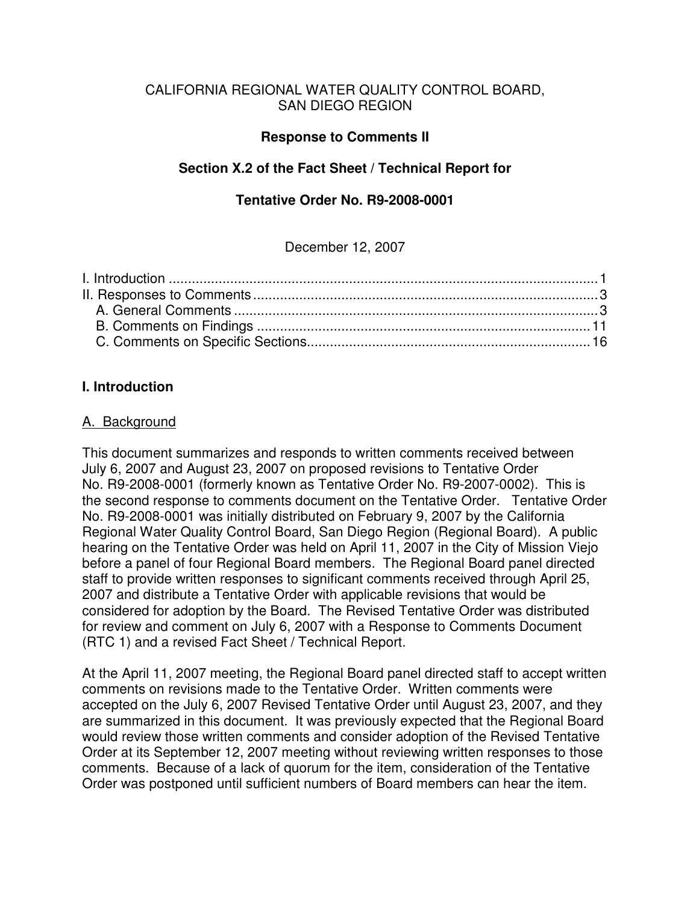CALIFORNIA REGIONAL WATER QUALITY CONTROL BOARD,
SAN DIEGO REGION

**Response to Comments II**

**Section X.2 of the Fact Sheet / Technical Report for**

**Tentative Order No. R9-2008-0001**

December 12, 2007

I. Introduction .............................................................................................................1
II. Responses to Comments .........................................................................................3
  A. General Comments ..............................................................................................3
  B. Comments on Findings .......................................................................................11
  C. Comments on Specific Sections..........................................................................16

## I. Introduction

### A. Background

This document summarizes and responds to written comments received between July 6, 2007 and August 23, 2007 on proposed revisions to Tentative Order No. R9-2008-0001 (formerly known as Tentative Order No. R9-2007-0002). This is the second response to comments document on the Tentative Order. Tentative Order No. R9-2008-0001 was initially distributed on February 9, 2007 by the California Regional Water Quality Control Board, San Diego Region (Regional Board). A public hearing on the Tentative Order was held on April 11, 2007 in the City of Mission Viejo before a panel of four Regional Board members. The Regional Board panel directed staff to provide written responses to significant comments received through April 25, 2007 and distribute a Tentative Order with applicable revisions that would be considered for adoption by the Board. The Revised Tentative Order was distributed for review and comment on July 6, 2007 with a Response to Comments Document (RTC 1) and a revised Fact Sheet / Technical Report.

At the April 11, 2007 meeting, the Regional Board panel directed staff to accept written comments on revisions made to the Tentative Order. Written comments were accepted on the July 6, 2007 Revised Tentative Order until August 23, 2007, and they are summarized in this document. It was previously expected that the Regional Board would review those written comments and consider adoption of the Revised Tentative Order at its September 12, 2007 meeting without reviewing written responses to those comments. Because of a lack of quorum for the item, consideration of the Tentative Order was postponed until sufficient numbers of Board members can hear the item.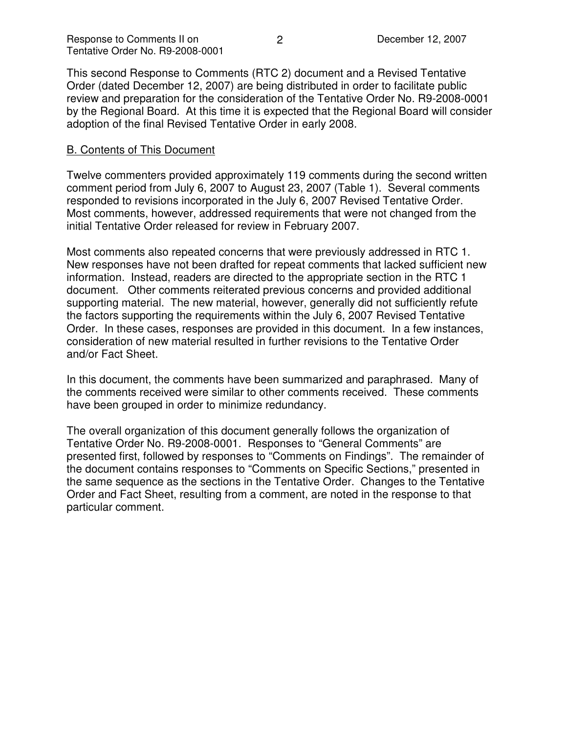This second Response to Comments (RTC 2) document and a Revised Tentative Order (dated December 12, 2007) are being distributed in order to facilitate public review and preparation for the consideration of the Tentative Order No. R9-2008-0001 by the Regional Board. At this time it is expected that the Regional Board will consider adoption of the final Revised Tentative Order in early 2008.

## B. Contents of This Document

Twelve commenters provided approximately 119 comments during the second written comment period from July 6, 2007 to August 23, 2007 (Table 1). Several comments responded to revisions incorporated in the July 6, 2007 Revised Tentative Order. Most comments, however, addressed requirements that were not changed from the initial Tentative Order released for review in February 2007.

Most comments also repeated concerns that were previously addressed in RTC 1. New responses have not been drafted for repeat comments that lacked sufficient new information. Instead, readers are directed to the appropriate section in the RTC 1 document. Other comments reiterated previous concerns and provided additional supporting material. The new material, however, generally did not sufficiently refute the factors supporting the requirements within the July 6, 2007 Revised Tentative Order. In these cases, responses are provided in this document. In a few instances, consideration of new material resulted in further revisions to the Tentative Order and/or Fact Sheet.

In this document, the comments have been summarized and paraphrased. Many of the comments received were similar to other comments received. These comments have been grouped in order to minimize redundancy.

The overall organization of this document generally follows the organization of Tentative Order No. R9-2008-0001. Responses to "General Comments" are presented first, followed by responses to "Comments on Findings". The remainder of the document contains responses to "Comments on Specific Sections," presented in the same sequence as the sections in the Tentative Order. Changes to the Tentative Order and Fact Sheet, resulting from a comment, are noted in the response to that particular comment.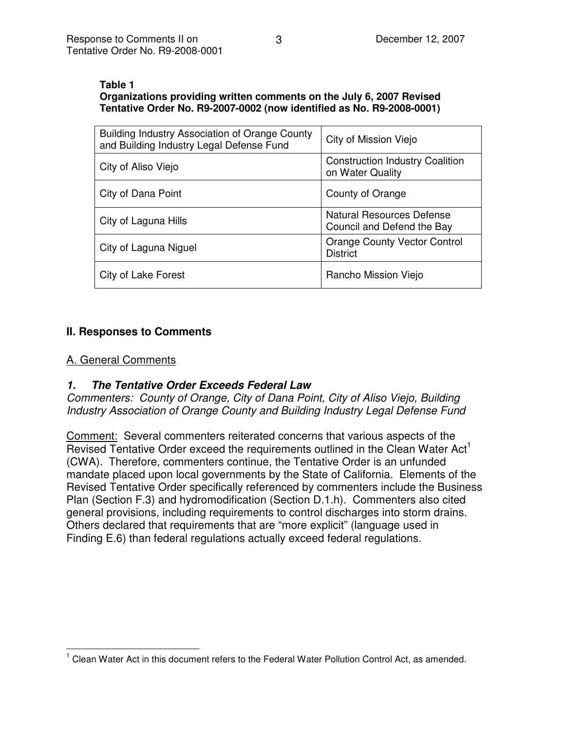**Table 1**
**Organizations providing written comments on the July 6, 2007 Revised Tentative Order No. R9-2007-0002 (now identified as No. R9-2008-0001)**

| | |
|---|---|
| Building Industry Association of Orange County and Building Industry Legal Defense Fund | City of Mission Viejo |
| City of Aliso Viejo | Construction Industry Coalition on Water Quality |
| City of Dana Point | County of Orange |
| City of Laguna Hills | Natural Resources Defense Council and Defend the Bay |
| City of Laguna Niguel | Orange County Vector Control District |
| City of Lake Forest | Rancho Mission Viejo |

## II. Responses to Comments

### A. General Comments

#### *1. The Tentative Order Exceeds Federal Law*

*Commenters: County of Orange, City of Dana Point, City of Aliso Viejo, Building Industry Association of Orange County and Building Industry Legal Defense Fund*

Comment: Several commenters reiterated concerns that various aspects of the Revised Tentative Order exceed the requirements outlined in the Clean Water Act[1] (CWA). Therefore, commenters continue, the Tentative Order is an unfunded mandate placed upon local governments by the State of California. Elements of the Revised Tentative Order specifically referenced by commenters include the Business Plan (Section F.3) and hydromodification (Section D.1.h). Commenters also cited general provisions, including requirements to control discharges into storm drains. Others declared that requirements that are "more explicit" (language used in Finding E.6) than federal regulations actually exceed federal regulations.

[1] Clean Water Act in this document refers to the Federal Water Pollution Control Act, as amended.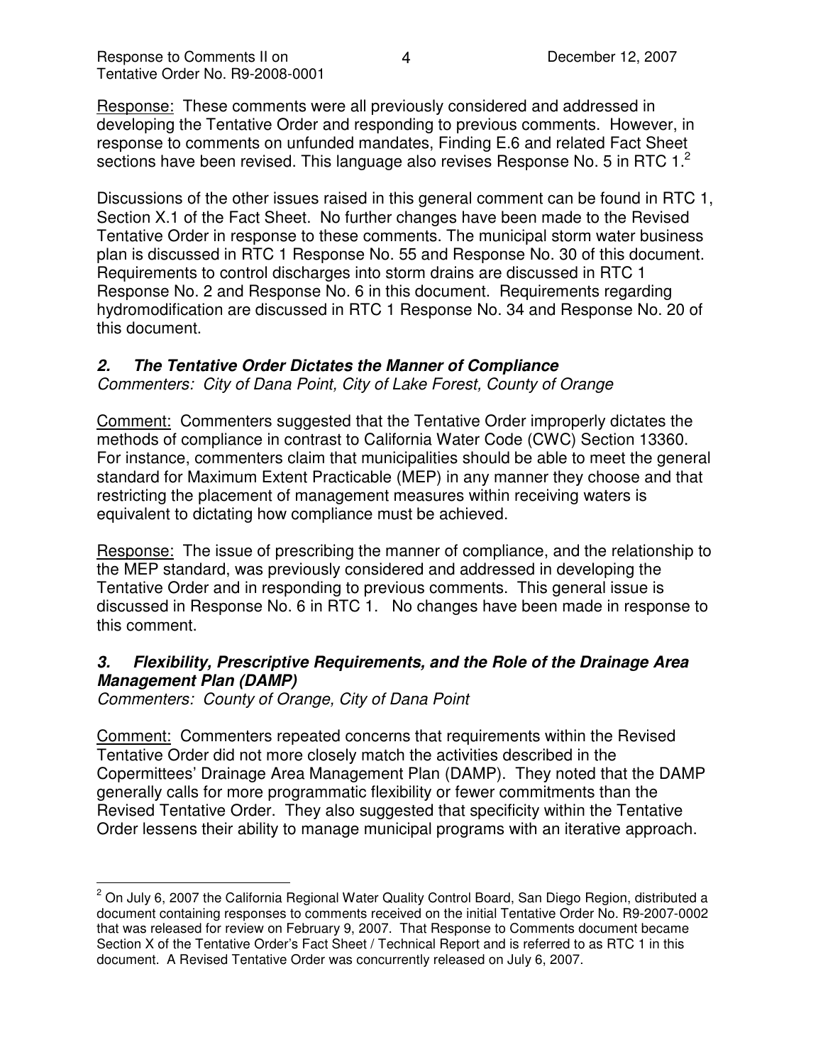Response: These comments were all previously considered and addressed in developing the Tentative Order and responding to previous comments. However, in response to comments on unfunded mandates, Finding E.6 and related Fact Sheet sections have been revised. This language also revises Response No. 5 in RTC 1.[2]

Discussions of the other issues raised in this general comment can be found in RTC 1, Section X.1 of the Fact Sheet. No further changes have been made to the Revised Tentative Order in response to these comments. The municipal storm water business plan is discussed in RTC 1 Response No. 55 and Response No. 30 of this document. Requirements to control discharges into storm drains are discussed in RTC 1 Response No. 2 and Response No. 6 in this document. Requirements regarding hydromodification are discussed in RTC 1 Response No. 34 and Response No. 20 of this document.

### *2. The Tentative Order Dictates the Manner of Compliance*

*Commenters: City of Dana Point, City of Lake Forest, County of Orange*

Comment: Commenters suggested that the Tentative Order improperly dictates the methods of compliance in contrast to California Water Code (CWC) Section 13360. For instance, commenters claim that municipalities should be able to meet the general standard for Maximum Extent Practicable (MEP) in any manner they choose and that restricting the placement of management measures within receiving waters is equivalent to dictating how compliance must be achieved.

Response: The issue of prescribing the manner of compliance, and the relationship to the MEP standard, was previously considered and addressed in developing the Tentative Order and in responding to previous comments. This general issue is discussed in Response No. 6 in RTC 1. No changes have been made in response to this comment.

### *3. Flexibility, Prescriptive Requirements, and the Role of the Drainage Area Management Plan (DAMP)*

*Commenters: County of Orange, City of Dana Point*

Comment: Commenters repeated concerns that requirements within the Revised Tentative Order did not more closely match the activities described in the Copermittees' Drainage Area Management Plan (DAMP). They noted that the DAMP generally calls for more programmatic flexibility or fewer commitments than the Revised Tentative Order. They also suggested that specificity within the Tentative Order lessens their ability to manage municipal programs with an iterative approach.

---

[2] On July 6, 2007 the California Regional Water Quality Control Board, San Diego Region, distributed a document containing responses to comments received on the initial Tentative Order No. R9-2007-0002 that was released for review on February 9, 2007. That Response to Comments document became Section X of the Tentative Order's Fact Sheet / Technical Report and is referred to as RTC 1 in this document. A Revised Tentative Order was concurrently released on July 6, 2007.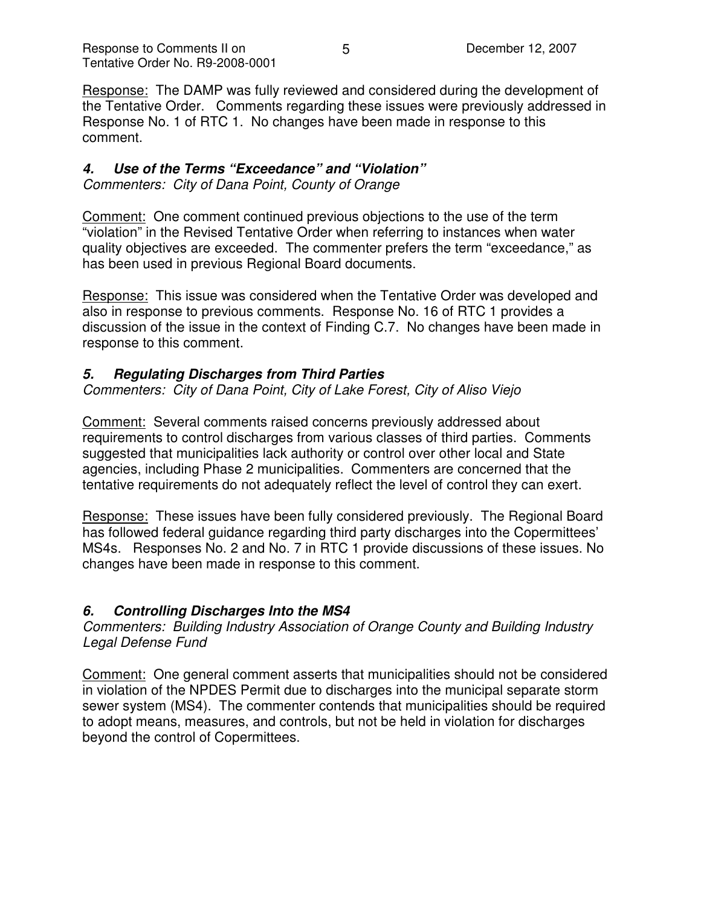Response: The DAMP was fully reviewed and considered during the development of the Tentative Order. Comments regarding these issues were previously addressed in Response No. 1 of RTC 1. No changes have been made in response to this comment.

### *4. Use of the Terms "Exceedance" and "Violation"*

*Commenters: City of Dana Point, County of Orange*

Comment: One comment continued previous objections to the use of the term "violation" in the Revised Tentative Order when referring to instances when water quality objectives are exceeded. The commenter prefers the term "exceedance," as has been used in previous Regional Board documents.

Response: This issue was considered when the Tentative Order was developed and also in response to previous comments. Response No. 16 of RTC 1 provides a discussion of the issue in the context of Finding C.7. No changes have been made in response to this comment.

### *5. Regulating Discharges from Third Parties*

*Commenters: City of Dana Point, City of Lake Forest, City of Aliso Viejo*

Comment: Several comments raised concerns previously addressed about requirements to control discharges from various classes of third parties. Comments suggested that municipalities lack authority or control over other local and State agencies, including Phase 2 municipalities. Commenters are concerned that the tentative requirements do not adequately reflect the level of control they can exert.

Response: These issues have been fully considered previously. The Regional Board has followed federal guidance regarding third party discharges into the Copermittees' MS4s. Responses No. 2 and No. 7 in RTC 1 provide discussions of these issues. No changes have been made in response to this comment.

### *6. Controlling Discharges Into the MS4*

*Commenters: Building Industry Association of Orange County and Building Industry Legal Defense Fund*

Comment: One general comment asserts that municipalities should not be considered in violation of the NPDES Permit due to discharges into the municipal separate storm sewer system (MS4). The commenter contends that municipalities should be required to adopt means, measures, and controls, but not be held in violation for discharges beyond the control of Copermittees.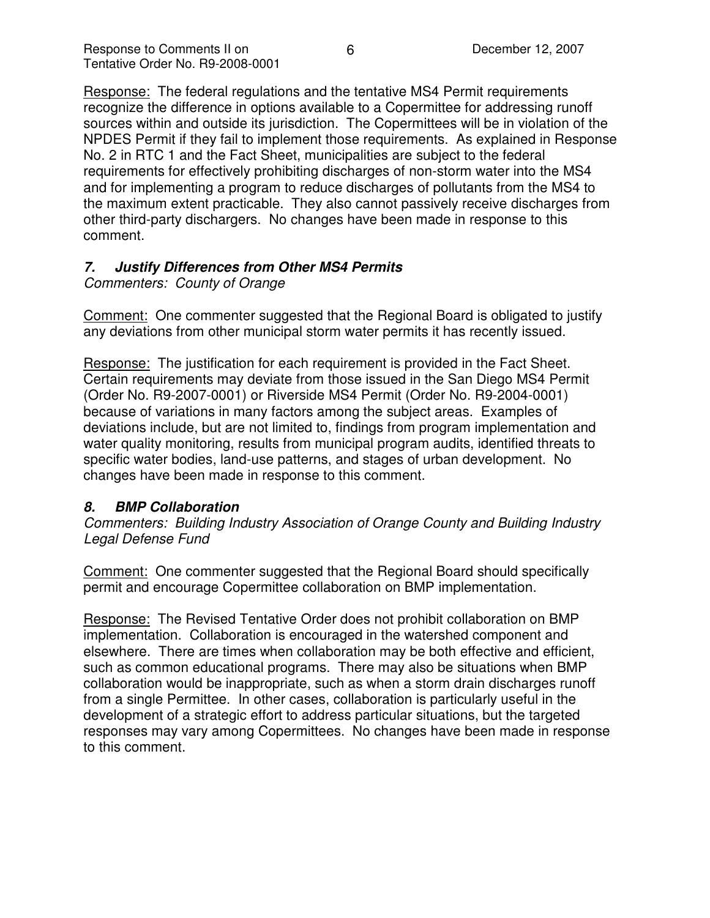Response: The federal regulations and the tentative MS4 Permit requirements recognize the difference in options available to a Copermittee for addressing runoff sources within and outside its jurisdiction. The Copermittees will be in violation of the NPDES Permit if they fail to implement those requirements. As explained in Response No. 2 in RTC 1 and the Fact Sheet, municipalities are subject to the federal requirements for effectively prohibiting discharges of non-storm water into the MS4 and for implementing a program to reduce discharges of pollutants from the MS4 to the maximum extent practicable. They also cannot passively receive discharges from other third-party dischargers. No changes have been made in response to this comment.

### *7. Justify Differences from Other MS4 Permits*

*Commenters: County of Orange*

Comment: One commenter suggested that the Regional Board is obligated to justify any deviations from other municipal storm water permits it has recently issued.

Response: The justification for each requirement is provided in the Fact Sheet. Certain requirements may deviate from those issued in the San Diego MS4 Permit (Order No. R9-2007-0001) or Riverside MS4 Permit (Order No. R9-2004-0001) because of variations in many factors among the subject areas. Examples of deviations include, but are not limited to, findings from program implementation and water quality monitoring, results from municipal program audits, identified threats to specific water bodies, land-use patterns, and stages of urban development. No changes have been made in response to this comment.

### *8. BMP Collaboration*

*Commenters: Building Industry Association of Orange County and Building Industry Legal Defense Fund*

Comment: One commenter suggested that the Regional Board should specifically permit and encourage Copermittee collaboration on BMP implementation.

Response: The Revised Tentative Order does not prohibit collaboration on BMP implementation. Collaboration is encouraged in the watershed component and elsewhere. There are times when collaboration may be both effective and efficient, such as common educational programs. There may also be situations when BMP collaboration would be inappropriate, such as when a storm drain discharges runoff from a single Permittee. In other cases, collaboration is particularly useful in the development of a strategic effort to address particular situations, but the targeted responses may vary among Copermittees. No changes have been made in response to this comment.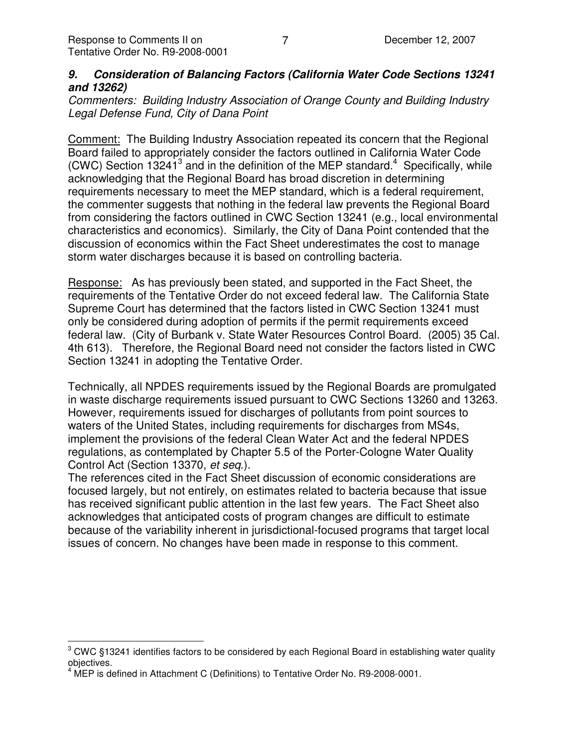### *9. Consideration of Balancing Factors (California Water Code Sections 13241 and 13262)*

*Commenters: Building Industry Association of Orange County and Building Industry Legal Defense Fund, City of Dana Point*

Comment: The Building Industry Association repeated its concern that the Regional Board failed to appropriately consider the factors outlined in California Water Code (CWC) Section 13241[3] and in the definition of the MEP standard.[4] Specifically, while acknowledging that the Regional Board has broad discretion in determining requirements necessary to meet the MEP standard, which is a federal requirement, the commenter suggests that nothing in the federal law prevents the Regional Board from considering the factors outlined in CWC Section 13241 (e.g., local environmental characteristics and economics). Similarly, the City of Dana Point contended that the discussion of economics within the Fact Sheet underestimates the cost to manage storm water discharges because it is based on controlling bacteria.

Response: As has previously been stated, and supported in the Fact Sheet, the requirements of the Tentative Order do not exceed federal law. The California State Supreme Court has determined that the factors listed in CWC Section 13241 must only be considered during adoption of permits if the permit requirements exceed federal law. (City of Burbank v. State Water Resources Control Board. (2005) 35 Cal. 4th 613). Therefore, the Regional Board need not consider the factors listed in CWC Section 13241 in adopting the Tentative Order.

Technically, all NPDES requirements issued by the Regional Boards are promulgated in waste discharge requirements issued pursuant to CWC Sections 13260 and 13263. However, requirements issued for discharges of pollutants from point sources to waters of the United States, including requirements for discharges from MS4s, implement the provisions of the federal Clean Water Act and the federal NPDES regulations, as contemplated by Chapter 5.5 of the Porter-Cologne Water Quality Control Act (Section 13370, *et seq*.).

The references cited in the Fact Sheet discussion of economic considerations are focused largely, but not entirely, on estimates related to bacteria because that issue has received significant public attention in the last few years. The Fact Sheet also acknowledges that anticipated costs of program changes are difficult to estimate because of the variability inherent in jurisdictional-focused programs that target local issues of concern. No changes have been made in response to this comment.

---

[3] CWC §13241 identifies factors to be considered by each Regional Board in establishing water quality objectives.

[4] MEP is defined in Attachment C (Definitions) to Tentative Order No. R9-2008-0001.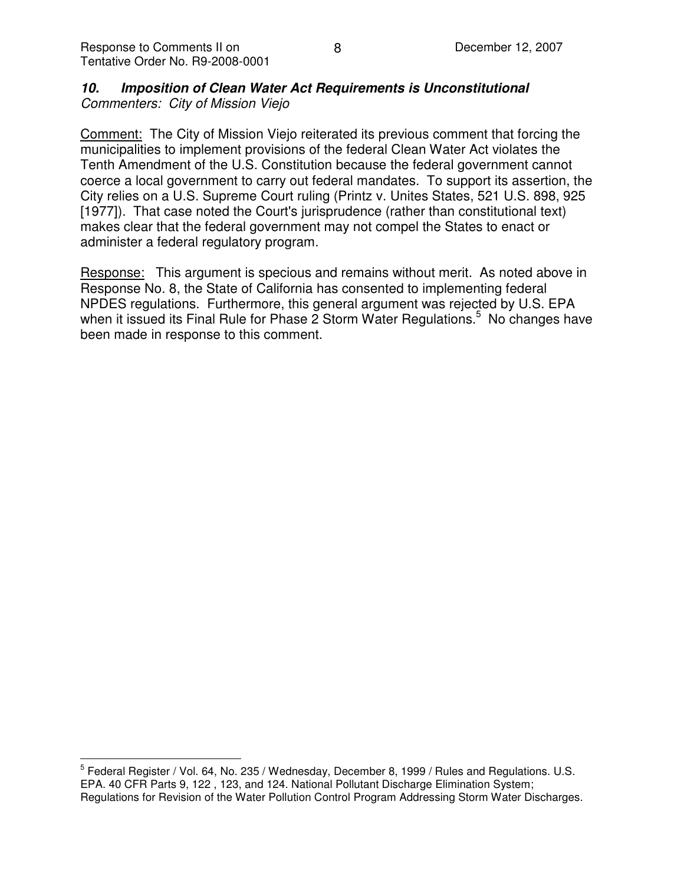### *10. Imposition of Clean Water Act Requirements is Unconstitutional*

*Commenters: City of Mission Viejo*

Comment: The City of Mission Viejo reiterated its previous comment that forcing the municipalities to implement provisions of the federal Clean Water Act violates the Tenth Amendment of the U.S. Constitution because the federal government cannot coerce a local government to carry out federal mandates. To support its assertion, the City relies on a U.S. Supreme Court ruling (Printz v. Unites States, 521 U.S. 898, 925 [1977]). That case noted the Court's jurisprudence (rather than constitutional text) makes clear that the federal government may not compel the States to enact or administer a federal regulatory program.

Response: This argument is specious and remains without merit. As noted above in Response No. 8, the State of California has consented to implementing federal NPDES regulations. Furthermore, this general argument was rejected by U.S. EPA when it issued its Final Rule for Phase 2 Storm Water Regulations.[5] No changes have been made in response to this comment.

---

[5] Federal Register / Vol. 64, No. 235 / Wednesday, December 8, 1999 / Rules and Regulations. U.S. EPA. 40 CFR Parts 9, 122 , 123, and 124. National Pollutant Discharge Elimination System; Regulations for Revision of the Water Pollution Control Program Addressing Storm Water Discharges.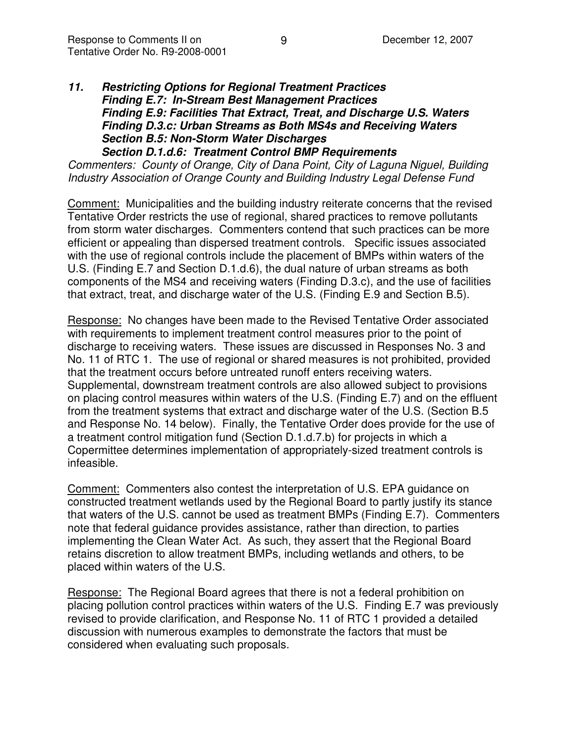***11. Restricting Options for Regional Treatment Practices***
***Finding E.7: In-Stream Best Management Practices***
***Finding E.9: Facilities That Extract, Treat, and Discharge U.S. Waters***
***Finding D.3.c: Urban Streams as Both MS4s and Receiving Waters***
***Section B.5: Non-Storm Water Discharges***
***Section D.1.d.6: Treatment Control BMP Requirements***

*Commenters: County of Orange, City of Dana Point, City of Laguna Niguel, Building Industry Association of Orange County and Building Industry Legal Defense Fund*

<u>Comment:</u> Municipalities and the building industry reiterate concerns that the revised Tentative Order restricts the use of regional, shared practices to remove pollutants from storm water discharges. Commenters contend that such practices can be more efficient or appealing than dispersed treatment controls. Specific issues associated with the use of regional controls include the placement of BMPs within waters of the U.S. (Finding E.7 and Section D.1.d.6), the dual nature of urban streams as both components of the MS4 and receiving waters (Finding D.3.c), and the use of facilities that extract, treat, and discharge water of the U.S. (Finding E.9 and Section B.5).

<u>Response:</u> No changes have been made to the Revised Tentative Order associated with requirements to implement treatment control measures prior to the point of discharge to receiving waters. These issues are discussed in Responses No. 3 and No. 11 of RTC 1. The use of regional or shared measures is not prohibited, provided that the treatment occurs before untreated runoff enters receiving waters. Supplemental, downstream treatment controls are also allowed subject to provisions on placing control measures within waters of the U.S. (Finding E.7) and on the effluent from the treatment systems that extract and discharge water of the U.S. (Section B.5 and Response No. 14 below). Finally, the Tentative Order does provide for the use of a treatment control mitigation fund (Section D.1.d.7.b) for projects in which a Copermittee determines implementation of appropriately-sized treatment controls is infeasible.

<u>Comment:</u> Commenters also contest the interpretation of U.S. EPA guidance on constructed treatment wetlands used by the Regional Board to partly justify its stance that waters of the U.S. cannot be used as treatment BMPs (Finding E.7). Commenters note that federal guidance provides assistance, rather than direction, to parties implementing the Clean Water Act. As such, they assert that the Regional Board retains discretion to allow treatment BMPs, including wetlands and others, to be placed within waters of the U.S.

<u>Response:</u> The Regional Board agrees that there is not a federal prohibition on placing pollution control practices within waters of the U.S. Finding E.7 was previously revised to provide clarification, and Response No. 11 of RTC 1 provided a detailed discussion with numerous examples to demonstrate the factors that must be considered when evaluating such proposals.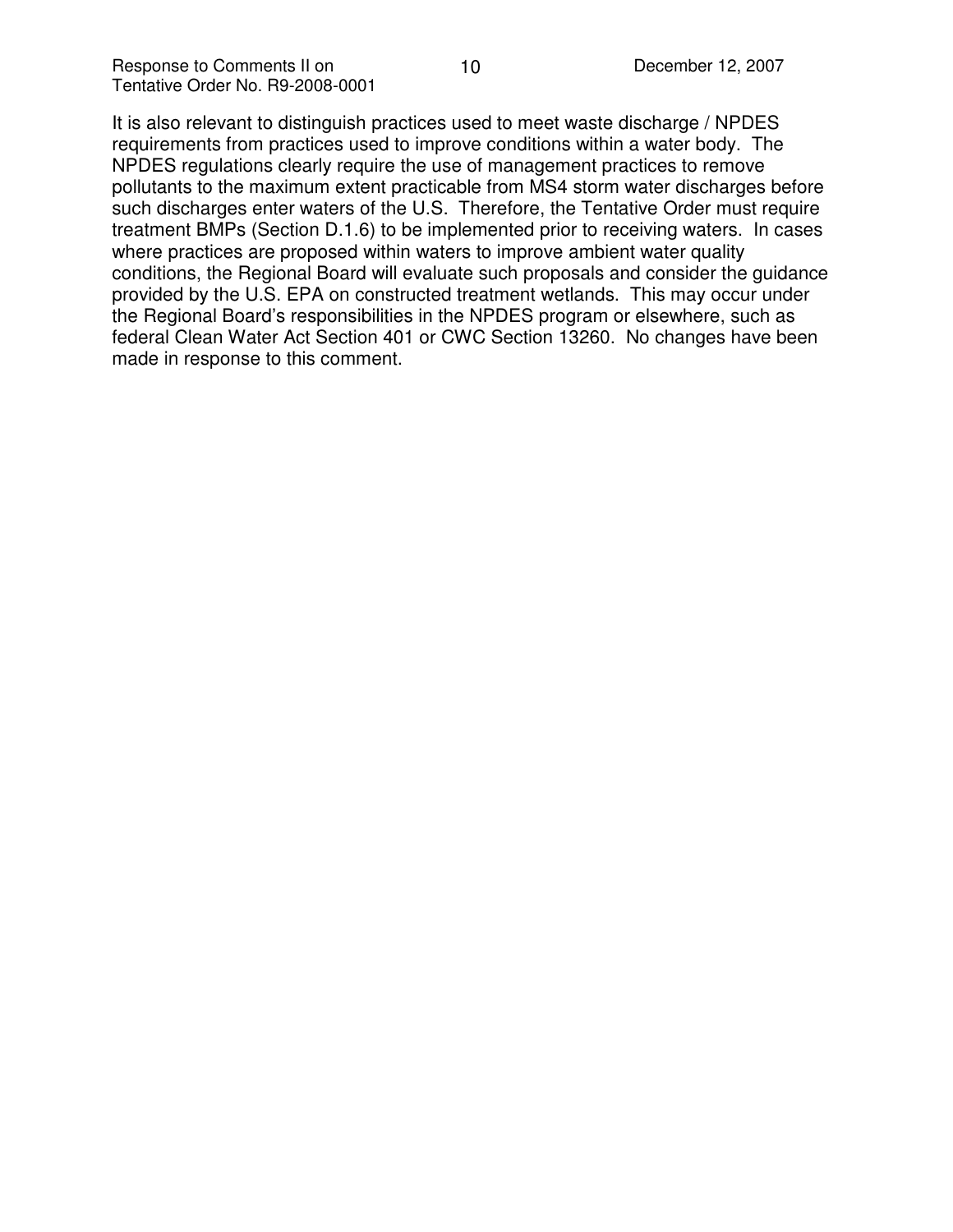It is also relevant to distinguish practices used to meet waste discharge / NPDES requirements from practices used to improve conditions within a water body. The NPDES regulations clearly require the use of management practices to remove pollutants to the maximum extent practicable from MS4 storm water discharges before such discharges enter waters of the U.S. Therefore, the Tentative Order must require treatment BMPs (Section D.1.6) to be implemented prior to receiving waters. In cases where practices are proposed within waters to improve ambient water quality conditions, the Regional Board will evaluate such proposals and consider the guidance provided by the U.S. EPA on constructed treatment wetlands. This may occur under the Regional Board's responsibilities in the NPDES program or elsewhere, such as federal Clean Water Act Section 401 or CWC Section 13260. No changes have been made in response to this comment.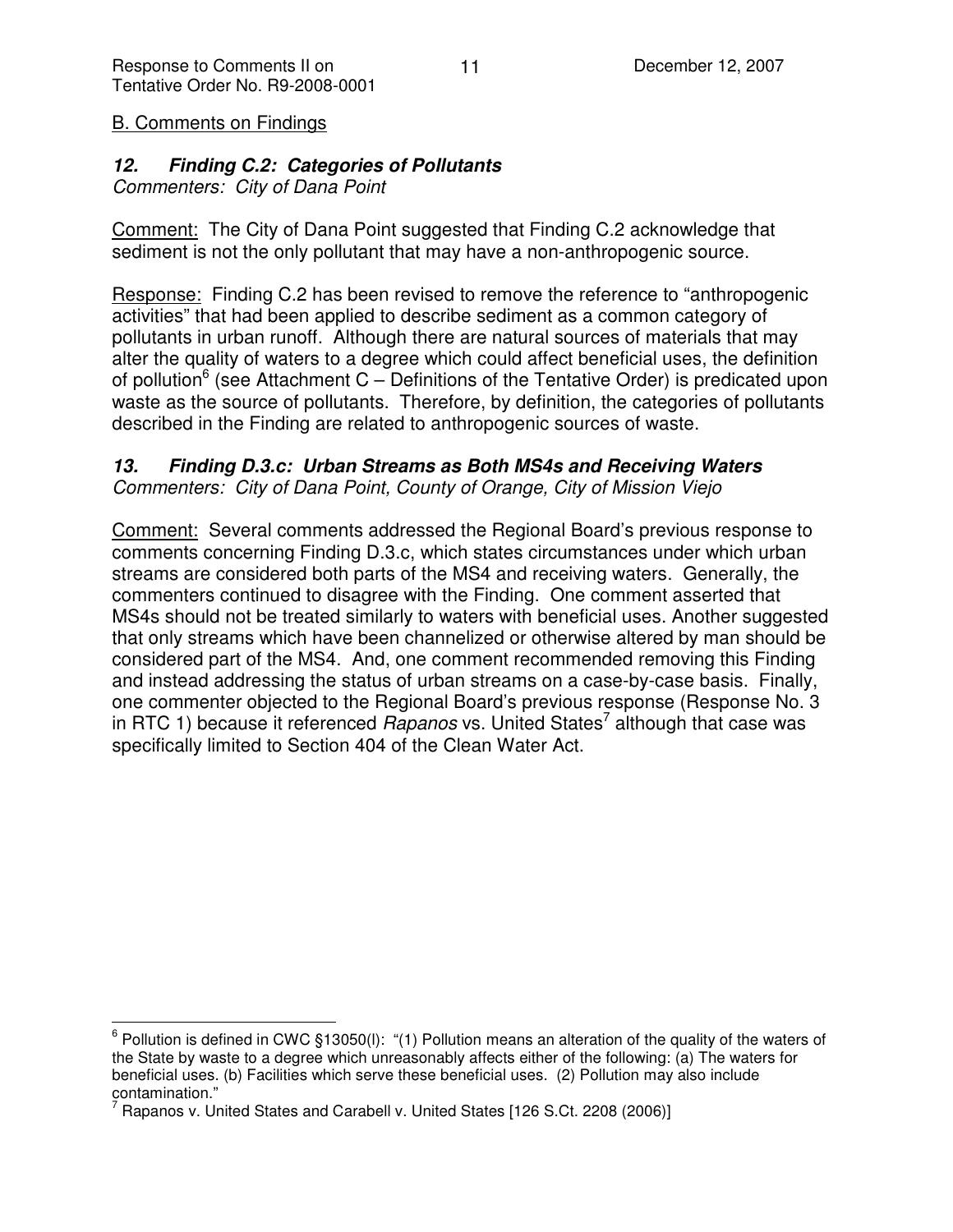B. Comments on Findings

### *12. Finding C.2: Categories of Pollutants*

*Commenters: City of Dana Point*

Comment: The City of Dana Point suggested that Finding C.2 acknowledge that sediment is not the only pollutant that may have a non-anthropogenic source.

Response: Finding C.2 has been revised to remove the reference to "anthropogenic activities" that had been applied to describe sediment as a common category of pollutants in urban runoff. Although there are natural sources of materials that may alter the quality of waters to a degree which could affect beneficial uses, the definition of pollution[6] (see Attachment C – Definitions of the Tentative Order) is predicated upon waste as the source of pollutants. Therefore, by definition, the categories of pollutants described in the Finding are related to anthropogenic sources of waste.

### *13. Finding D.3.c: Urban Streams as Both MS4s and Receiving Waters*

*Commenters: City of Dana Point, County of Orange, City of Mission Viejo*

Comment: Several comments addressed the Regional Board's previous response to comments concerning Finding D.3.c, which states circumstances under which urban streams are considered both parts of the MS4 and receiving waters. Generally, the commenters continued to disagree with the Finding. One comment asserted that MS4s should not be treated similarly to waters with beneficial uses. Another suggested that only streams which have been channelized or otherwise altered by man should be considered part of the MS4. And, one comment recommended removing this Finding and instead addressing the status of urban streams on a case-by-case basis. Finally, one commenter objected to the Regional Board's previous response (Response No. 3 in RTC 1) because it referenced *Rapanos* vs. United States[7] although that case was specifically limited to Section 404 of the Clean Water Act.

---

[6] Pollution is defined in CWC §13050(l): "(1) Pollution means an alteration of the quality of the waters of the State by waste to a degree which unreasonably affects either of the following: (a) The waters for beneficial uses. (b) Facilities which serve these beneficial uses. (2) Pollution may also include contamination."

[7] Rapanos v. United States and Carabell v. United States [126 S.Ct. 2208 (2006)]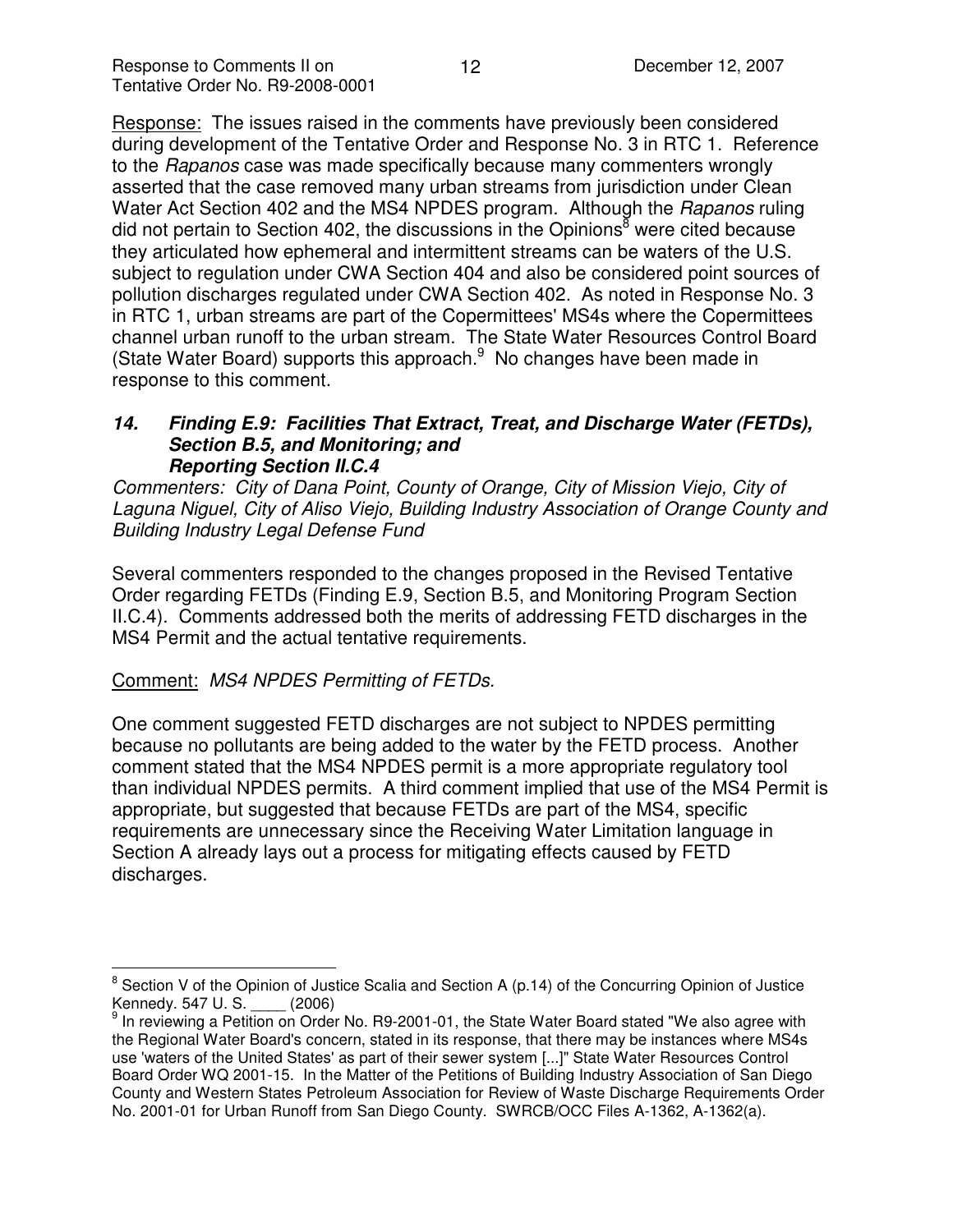Response: The issues raised in the comments have previously been considered during development of the Tentative Order and Response No. 3 in RTC 1. Reference to the *Rapanos* case was made specifically because many commenters wrongly asserted that the case removed many urban streams from jurisdiction under Clean Water Act Section 402 and the MS4 NPDES program. Although the *Rapanos* ruling did not pertain to Section 402, the discussions in the Opinions[8] were cited because they articulated how ephemeral and intermittent streams can be waters of the U.S. subject to regulation under CWA Section 404 and also be considered point sources of pollution discharges regulated under CWA Section 402. As noted in Response No. 3 in RTC 1, urban streams are part of the Copermittees' MS4s where the Copermittees channel urban runoff to the urban stream. The State Water Resources Control Board (State Water Board) supports this approach.[9] No changes have been made in response to this comment.

### *14. Finding E.9: Facilities That Extract, Treat, and Discharge Water (FETDs), Section B.5, and Monitoring; and Reporting Section II.C.4*

*Commenters: City of Dana Point, County of Orange, City of Mission Viejo, City of Laguna Niguel, City of Aliso Viejo, Building Industry Association of Orange County and Building Industry Legal Defense Fund*

Several commenters responded to the changes proposed in the Revised Tentative Order regarding FETDs (Finding E.9, Section B.5, and Monitoring Program Section II.C.4). Comments addressed both the merits of addressing FETD discharges in the MS4 Permit and the actual tentative requirements.

Comment: *MS4 NPDES Permitting of FETDs.*

One comment suggested FETD discharges are not subject to NPDES permitting because no pollutants are being added to the water by the FETD process. Another comment stated that the MS4 NPDES permit is a more appropriate regulatory tool than individual NPDES permits. A third comment implied that use of the MS4 Permit is appropriate, but suggested that because FETDs are part of the MS4, specific requirements are unnecessary since the Receiving Water Limitation language in Section A already lays out a process for mitigating effects caused by FETD discharges.

---

[8] Section V of the Opinion of Justice Scalia and Section A (p.14) of the Concurring Opinion of Justice Kennedy. 547 U. S. ____ (2006)

[9] In reviewing a Petition on Order No. R9-2001-01, the State Water Board stated "We also agree with the Regional Water Board's concern, stated in its response, that there may be instances where MS4s use 'waters of the United States' as part of their sewer system [...]" State Water Resources Control Board Order WQ 2001-15. In the Matter of the Petitions of Building Industry Association of San Diego County and Western States Petroleum Association for Review of Waste Discharge Requirements Order No. 2001-01 for Urban Runoff from San Diego County. SWRCB/OCC Files A-1362, A-1362(a).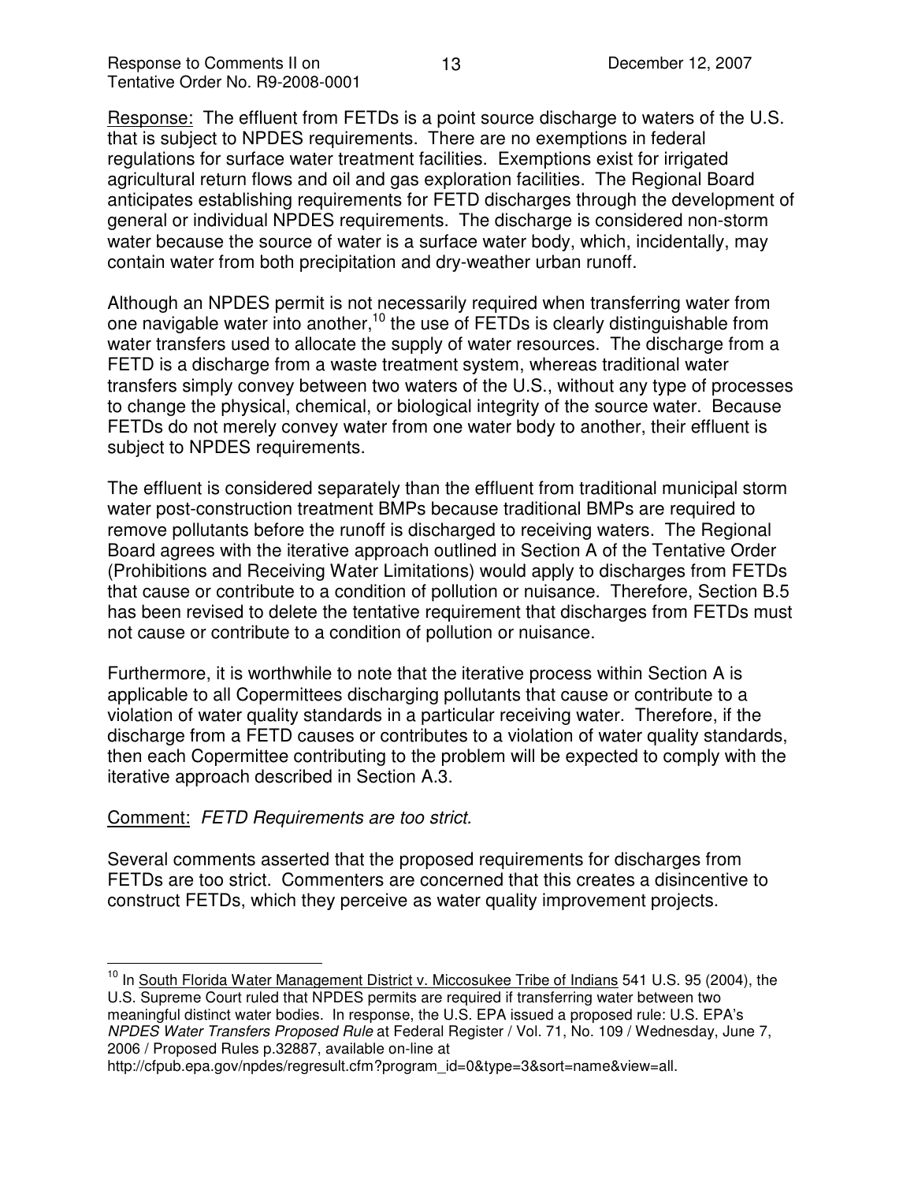<u>Response:</u> The effluent from FETDs is a point source discharge to waters of the U.S. that is subject to NPDES requirements. There are no exemptions in federal regulations for surface water treatment facilities. Exemptions exist for irrigated agricultural return flows and oil and gas exploration facilities. The Regional Board anticipates establishing requirements for FETD discharges through the development of general or individual NPDES requirements. The discharge is considered non-storm water because the source of water is a surface water body, which, incidentally, may contain water from both precipitation and dry-weather urban runoff.

Although an NPDES permit is not necessarily required when transferring water from one navigable water into another,[10] the use of FETDs is clearly distinguishable from water transfers used to allocate the supply of water resources. The discharge from a FETD is a discharge from a waste treatment system, whereas traditional water transfers simply convey between two waters of the U.S., without any type of processes to change the physical, chemical, or biological integrity of the source water. Because FETDs do not merely convey water from one water body to another, their effluent is subject to NPDES requirements.

The effluent is considered separately than the effluent from traditional municipal storm water post-construction treatment BMPs because traditional BMPs are required to remove pollutants before the runoff is discharged to receiving waters. The Regional Board agrees with the iterative approach outlined in Section A of the Tentative Order (Prohibitions and Receiving Water Limitations) would apply to discharges from FETDs that cause or contribute to a condition of pollution or nuisance. Therefore, Section B.5 has been revised to delete the tentative requirement that discharges from FETDs must not cause or contribute to a condition of pollution or nuisance.

Furthermore, it is worthwhile to note that the iterative process within Section A is applicable to all Copermittees discharging pollutants that cause or contribute to a violation of water quality standards in a particular receiving water. Therefore, if the discharge from a FETD causes or contributes to a violation of water quality standards, then each Copermittee contributing to the problem will be expected to comply with the iterative approach described in Section A.3.

<u>Comment:</u> *FETD Requirements are too strict.*

Several comments asserted that the proposed requirements for discharges from FETDs are too strict. Commenters are concerned that this creates a disincentive to construct FETDs, which they perceive as water quality improvement projects.

---

[10] In <u>South Florida Water Management District v. Miccosukee Tribe of Indians</u> 541 U.S. 95 (2004), the U.S. Supreme Court ruled that NPDES permits are required if transferring water between two meaningful distinct water bodies. In response, the U.S. EPA issued a proposed rule: U.S. EPA's *NPDES Water Transfers Proposed Rule* at Federal Register / Vol. 71, No. 109 / Wednesday, June 7, 2006 / Proposed Rules p.32887, available on-line at http://cfpub.epa.gov/npdes/regresult.cfm?program_id=0&type=3&sort=name&view=all.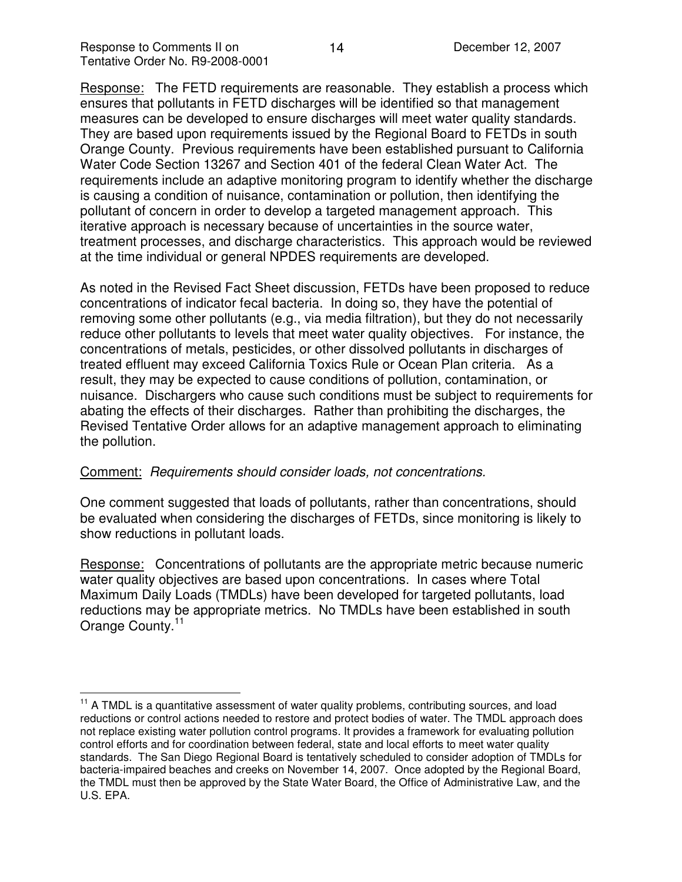Response: The FETD requirements are reasonable. They establish a process which ensures that pollutants in FETD discharges will be identified so that management measures can be developed to ensure discharges will meet water quality standards. They are based upon requirements issued by the Regional Board to FETDs in south Orange County. Previous requirements have been established pursuant to California Water Code Section 13267 and Section 401 of the federal Clean Water Act. The requirements include an adaptive monitoring program to identify whether the discharge is causing a condition of nuisance, contamination or pollution, then identifying the pollutant of concern in order to develop a targeted management approach. This iterative approach is necessary because of uncertainties in the source water, treatment processes, and discharge characteristics. This approach would be reviewed at the time individual or general NPDES requirements are developed.

As noted in the Revised Fact Sheet discussion, FETDs have been proposed to reduce concentrations of indicator fecal bacteria. In doing so, they have the potential of removing some other pollutants (e.g., via media filtration), but they do not necessarily reduce other pollutants to levels that meet water quality objectives. For instance, the concentrations of metals, pesticides, or other dissolved pollutants in discharges of treated effluent may exceed California Toxics Rule or Ocean Plan criteria. As a result, they may be expected to cause conditions of pollution, contamination, or nuisance. Dischargers who cause such conditions must be subject to requirements for abating the effects of their discharges. Rather than prohibiting the discharges, the Revised Tentative Order allows for an adaptive management approach to eliminating the pollution.

Comment: *Requirements should consider loads, not concentrations.*

One comment suggested that loads of pollutants, rather than concentrations, should be evaluated when considering the discharges of FETDs, since monitoring is likely to show reductions in pollutant loads.

Response: Concentrations of pollutants are the appropriate metric because numeric water quality objectives are based upon concentrations. In cases where Total Maximum Daily Loads (TMDLs) have been developed for targeted pollutants, load reductions may be appropriate metrics. No TMDLs have been established in south Orange County.[11]

[11] A TMDL is a quantitative assessment of water quality problems, contributing sources, and load reductions or control actions needed to restore and protect bodies of water. The TMDL approach does not replace existing water pollution control programs. It provides a framework for evaluating pollution control efforts and for coordination between federal, state and local efforts to meet water quality standards. The San Diego Regional Board is tentatively scheduled to consider adoption of TMDLs for bacteria-impaired beaches and creeks on November 14, 2007. Once adopted by the Regional Board, the TMDL must then be approved by the State Water Board, the Office of Administrative Law, and the U.S. EPA.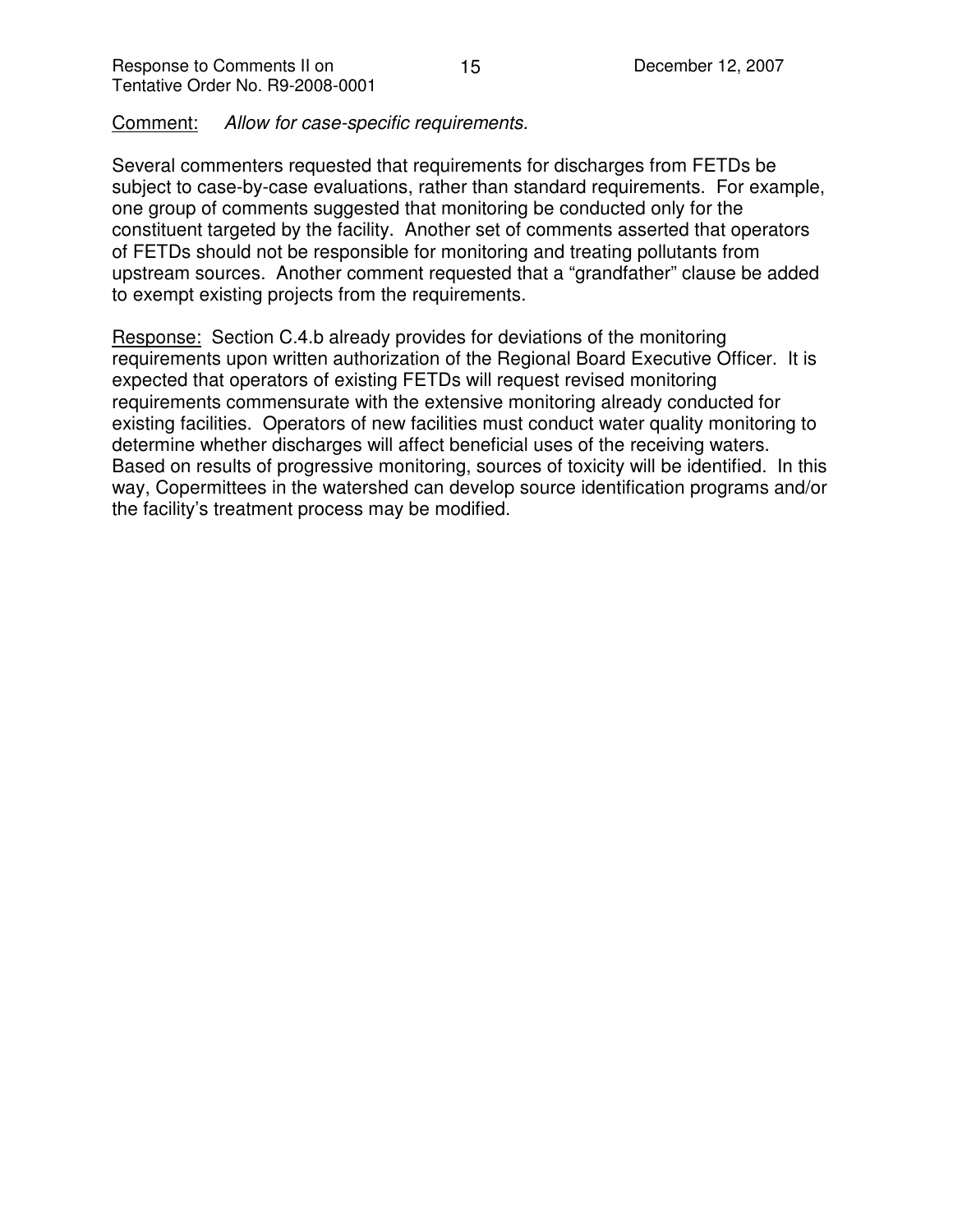Comment: *Allow for case-specific requirements.*

Several commenters requested that requirements for discharges from FETDs be subject to case-by-case evaluations, rather than standard requirements. For example, one group of comments suggested that monitoring be conducted only for the constituent targeted by the facility. Another set of comments asserted that operators of FETDs should not be responsible for monitoring and treating pollutants from upstream sources. Another comment requested that a "grandfather" clause be added to exempt existing projects from the requirements.

Response: Section C.4.b already provides for deviations of the monitoring requirements upon written authorization of the Regional Board Executive Officer. It is expected that operators of existing FETDs will request revised monitoring requirements commensurate with the extensive monitoring already conducted for existing facilities. Operators of new facilities must conduct water quality monitoring to determine whether discharges will affect beneficial uses of the receiving waters. Based on results of progressive monitoring, sources of toxicity will be identified. In this way, Copermittees in the watershed can develop source identification programs and/or the facility's treatment process may be modified.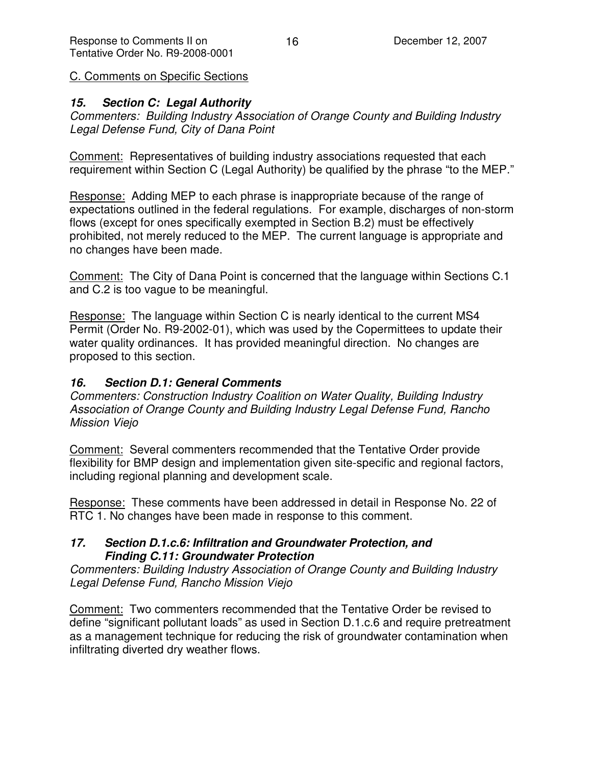C. Comments on Specific Sections

### *15. Section C: Legal Authority*

*Commenters: Building Industry Association of Orange County and Building Industry Legal Defense Fund, City of Dana Point*

Comment: Representatives of building industry associations requested that each requirement within Section C (Legal Authority) be qualified by the phrase "to the MEP."

Response: Adding MEP to each phrase is inappropriate because of the range of expectations outlined in the federal regulations. For example, discharges of non-storm flows (except for ones specifically exempted in Section B.2) must be effectively prohibited, not merely reduced to the MEP. The current language is appropriate and no changes have been made.

Comment: The City of Dana Point is concerned that the language within Sections C.1 and C.2 is too vague to be meaningful.

Response: The language within Section C is nearly identical to the current MS4 Permit (Order No. R9-2002-01), which was used by the Copermittees to update their water quality ordinances. It has provided meaningful direction. No changes are proposed to this section.

### *16. Section D.1: General Comments*

*Commenters: Construction Industry Coalition on Water Quality, Building Industry Association of Orange County and Building Industry Legal Defense Fund, Rancho Mission Viejo*

Comment: Several commenters recommended that the Tentative Order provide flexibility for BMP design and implementation given site-specific and regional factors, including regional planning and development scale.

Response: These comments have been addressed in detail in Response No. 22 of RTC 1. No changes have been made in response to this comment.

### *17. Section D.1.c.6: Infiltration and Groundwater Protection, and Finding C.11: Groundwater Protection*

*Commenters: Building Industry Association of Orange County and Building Industry Legal Defense Fund, Rancho Mission Viejo*

Comment: Two commenters recommended that the Tentative Order be revised to define "significant pollutant loads" as used in Section D.1.c.6 and require pretreatment as a management technique for reducing the risk of groundwater contamination when infiltrating diverted dry weather flows.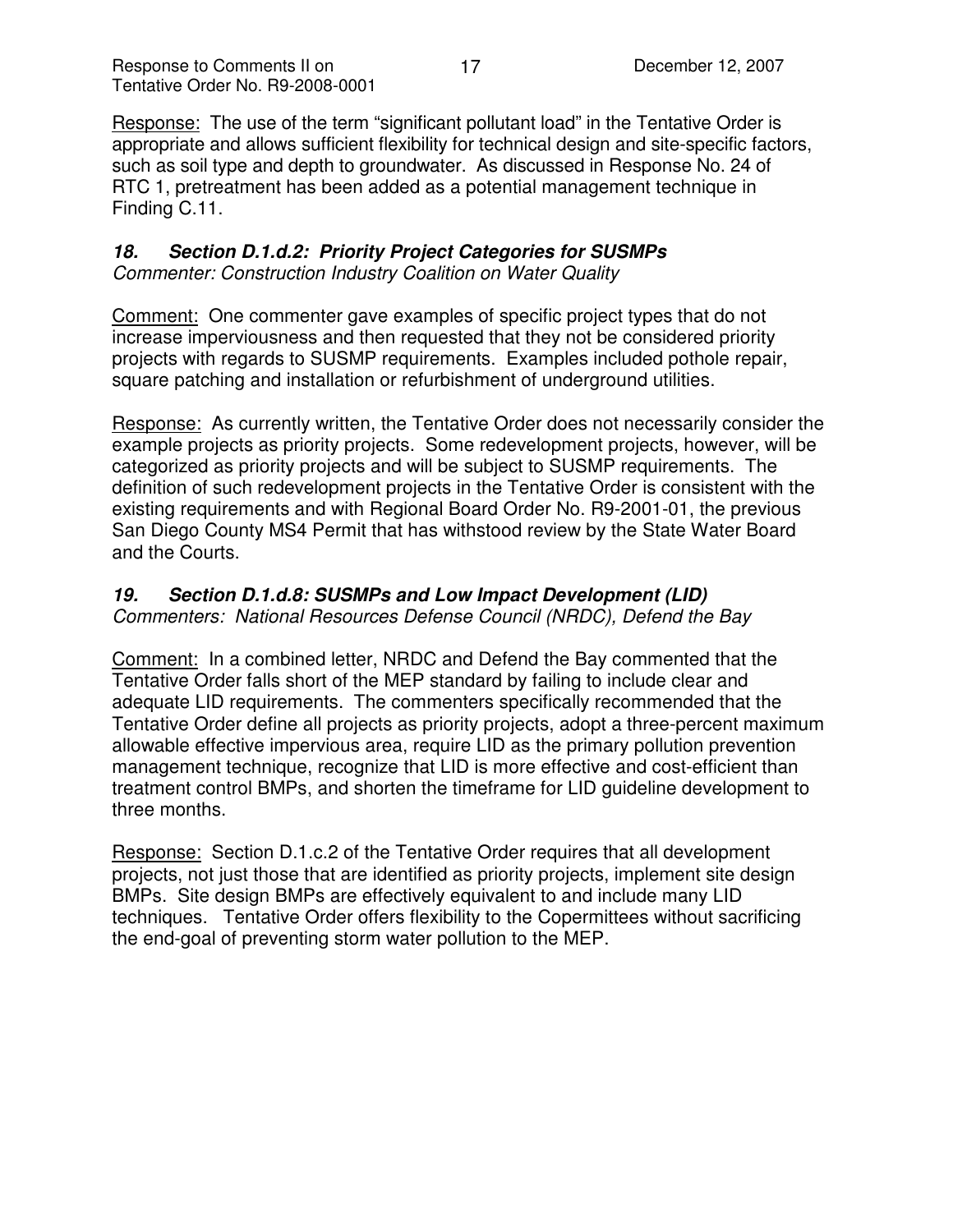Response: The use of the term “significant pollutant load” in the Tentative Order is appropriate and allows sufficient flexibility for technical design and site-specific factors, such as soil type and depth to groundwater. As discussed in Response No. 24 of RTC 1, pretreatment has been added as a potential management technique in Finding C.11.

### *18. Section D.1.d.2: Priority Project Categories for SUSMPs*

*Commenter: Construction Industry Coalition on Water Quality*

Comment: One commenter gave examples of specific project types that do not increase imperviousness and then requested that they not be considered priority projects with regards to SUSMP requirements. Examples included pothole repair, square patching and installation or refurbishment of underground utilities.

Response: As currently written, the Tentative Order does not necessarily consider the example projects as priority projects. Some redevelopment projects, however, will be categorized as priority projects and will be subject to SUSMP requirements. The definition of such redevelopment projects in the Tentative Order is consistent with the existing requirements and with Regional Board Order No. R9-2001-01, the previous San Diego County MS4 Permit that has withstood review by the State Water Board and the Courts.

### *19. Section D.1.d.8: SUSMPs and Low Impact Development (LID)*

*Commenters: National Resources Defense Council (NRDC), Defend the Bay*

Comment: In a combined letter, NRDC and Defend the Bay commented that the Tentative Order falls short of the MEP standard by failing to include clear and adequate LID requirements. The commenters specifically recommended that the Tentative Order define all projects as priority projects, adopt a three-percent maximum allowable effective impervious area, require LID as the primary pollution prevention management technique, recognize that LID is more effective and cost-efficient than treatment control BMPs, and shorten the timeframe for LID guideline development to three months.

Response: Section D.1.c.2 of the Tentative Order requires that all development projects, not just those that are identified as priority projects, implement site design BMPs. Site design BMPs are effectively equivalent to and include many LID techniques. Tentative Order offers flexibility to the Copermittees without sacrificing the end-goal of preventing storm water pollution to the MEP.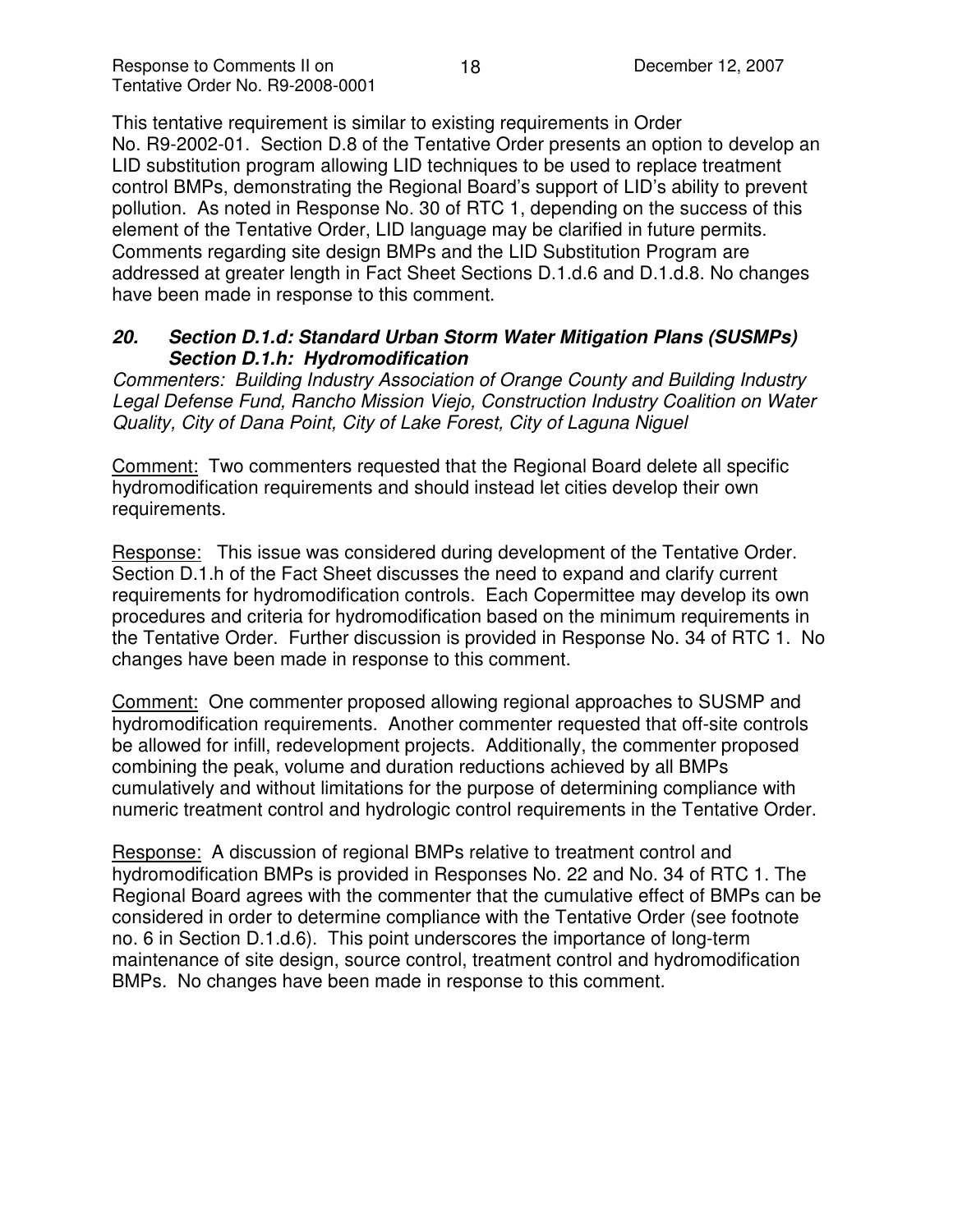This tentative requirement is similar to existing requirements in Order No. R9-2002-01. Section D.8 of the Tentative Order presents an option to develop an LID substitution program allowing LID techniques to be used to replace treatment control BMPs, demonstrating the Regional Board's support of LID's ability to prevent pollution. As noted in Response No. 30 of RTC 1, depending on the success of this element of the Tentative Order, LID language may be clarified in future permits. Comments regarding site design BMPs and the LID Substitution Program are addressed at greater length in Fact Sheet Sections D.1.d.6 and D.1.d.8. No changes have been made in response to this comment.

### ***20. Section D.1.d: Standard Urban Storm Water Mitigation Plans (SUSMPs) Section D.1.h: Hydromodification***

*Commenters: Building Industry Association of Orange County and Building Industry Legal Defense Fund, Rancho Mission Viejo, Construction Industry Coalition on Water Quality, City of Dana Point, City of Lake Forest, City of Laguna Niguel*

<u>Comment:</u> Two commenters requested that the Regional Board delete all specific hydromodification requirements and should instead let cities develop their own requirements.

<u>Response:</u> This issue was considered during development of the Tentative Order. Section D.1.h of the Fact Sheet discusses the need to expand and clarify current requirements for hydromodification controls. Each Copermittee may develop its own procedures and criteria for hydromodification based on the minimum requirements in the Tentative Order. Further discussion is provided in Response No. 34 of RTC 1. No changes have been made in response to this comment.

<u>Comment:</u> One commenter proposed allowing regional approaches to SUSMP and hydromodification requirements. Another commenter requested that off-site controls be allowed for infill, redevelopment projects. Additionally, the commenter proposed combining the peak, volume and duration reductions achieved by all BMPs cumulatively and without limitations for the purpose of determining compliance with numeric treatment control and hydrologic control requirements in the Tentative Order.

<u>Response:</u> A discussion of regional BMPs relative to treatment control and hydromodification BMPs is provided in Responses No. 22 and No. 34 of RTC 1. The Regional Board agrees with the commenter that the cumulative effect of BMPs can be considered in order to determine compliance with the Tentative Order (see footnote no. 6 in Section D.1.d.6). This point underscores the importance of long-term maintenance of site design, source control, treatment control and hydromodification BMPs. No changes have been made in response to this comment.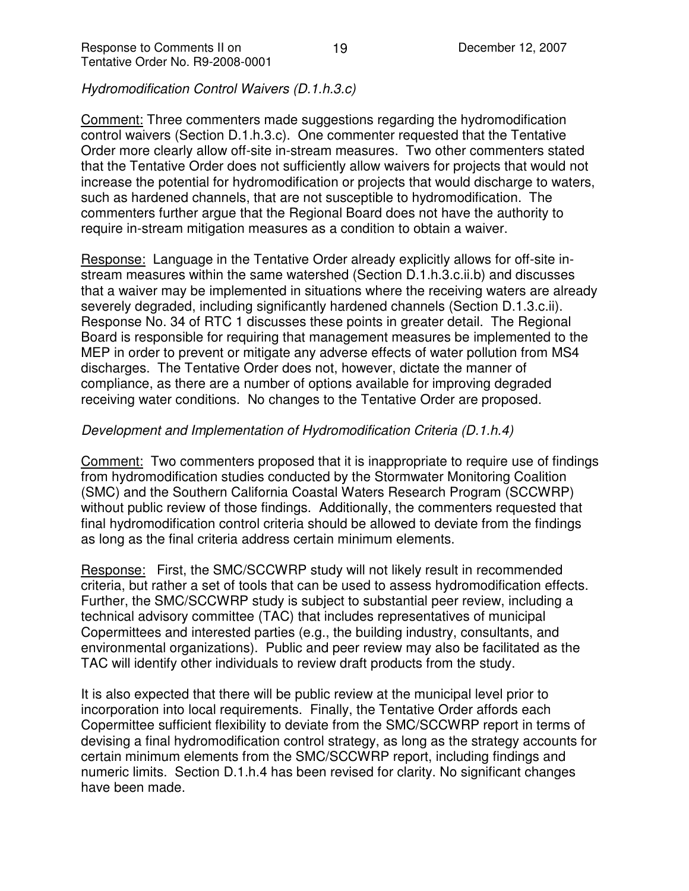*Hydromodification Control Waivers (D.1.h.3.c)*

Comment: Three commenters made suggestions regarding the hydromodification control waivers (Section D.1.h.3.c). One commenter requested that the Tentative Order more clearly allow off-site in-stream measures. Two other commenters stated that the Tentative Order does not sufficiently allow waivers for projects that would not increase the potential for hydromodification or projects that would discharge to waters, such as hardened channels, that are not susceptible to hydromodification. The commenters further argue that the Regional Board does not have the authority to require in-stream mitigation measures as a condition to obtain a waiver.

Response: Language in the Tentative Order already explicitly allows for off-site in-stream measures within the same watershed (Section D.1.h.3.c.ii.b) and discusses that a waiver may be implemented in situations where the receiving waters are already severely degraded, including significantly hardened channels (Section D.1.3.c.ii). Response No. 34 of RTC 1 discusses these points in greater detail. The Regional Board is responsible for requiring that management measures be implemented to the MEP in order to prevent or mitigate any adverse effects of water pollution from MS4 discharges. The Tentative Order does not, however, dictate the manner of compliance, as there are a number of options available for improving degraded receiving water conditions. No changes to the Tentative Order are proposed.

*Development and Implementation of Hydromodification Criteria (D.1.h.4)*

Comment: Two commenters proposed that it is inappropriate to require use of findings from hydromodification studies conducted by the Stormwater Monitoring Coalition (SMC) and the Southern California Coastal Waters Research Program (SCCWRP) without public review of those findings. Additionally, the commenters requested that final hydromodification control criteria should be allowed to deviate from the findings as long as the final criteria address certain minimum elements.

Response: First, the SMC/SCCWRP study will not likely result in recommended criteria, but rather a set of tools that can be used to assess hydromodification effects. Further, the SMC/SCCWRP study is subject to substantial peer review, including a technical advisory committee (TAC) that includes representatives of municipal Copermittees and interested parties (e.g., the building industry, consultants, and environmental organizations). Public and peer review may also be facilitated as the TAC will identify other individuals to review draft products from the study.

It is also expected that there will be public review at the municipal level prior to incorporation into local requirements. Finally, the Tentative Order affords each Copermittee sufficient flexibility to deviate from the SMC/SCCWRP report in terms of devising a final hydromodification control strategy, as long as the strategy accounts for certain minimum elements from the SMC/SCCWRP report, including findings and numeric limits. Section D.1.h.4 has been revised for clarity. No significant changes have been made.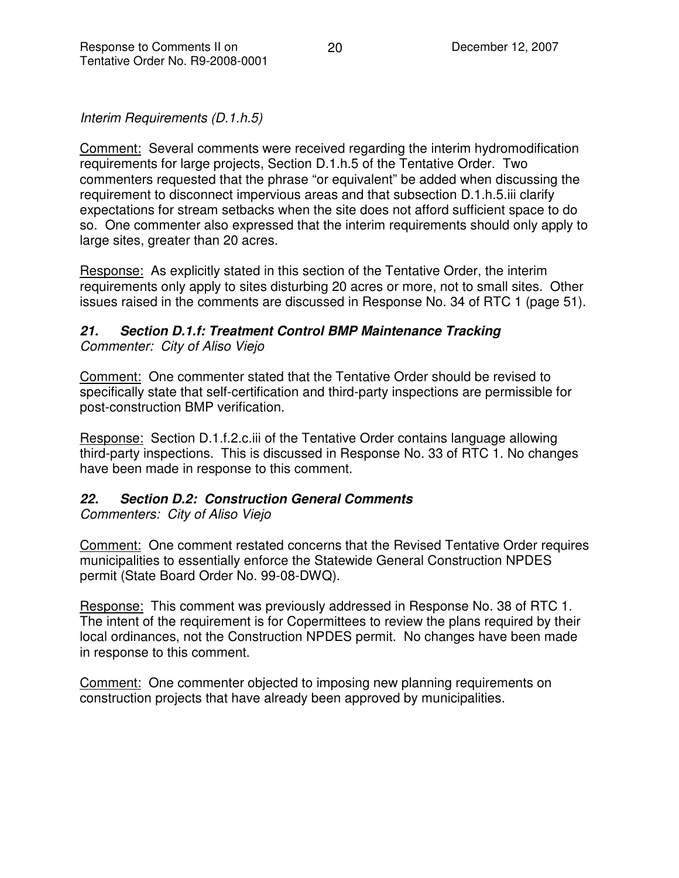*Interim Requirements (D.1.h.5)*

Comment: Several comments were received regarding the interim hydromodification requirements for large projects, Section D.1.h.5 of the Tentative Order. Two commenters requested that the phrase "or equivalent" be added when discussing the requirement to disconnect impervious areas and that subsection D.1.h.5.iii clarify expectations for stream setbacks when the site does not afford sufficient space to do so. One commenter also expressed that the interim requirements should only apply to large sites, greater than 20 acres.

Response: As explicitly stated in this section of the Tentative Order, the interim requirements only apply to sites disturbing 20 acres or more, not to small sites. Other issues raised in the comments are discussed in Response No. 34 of RTC 1 (page 51).

### *21. Section D.1.f: Treatment Control BMP Maintenance Tracking*

*Commenter: City of Aliso Viejo*

Comment: One commenter stated that the Tentative Order should be revised to specifically state that self-certification and third-party inspections are permissible for post-construction BMP verification.

Response: Section D.1.f.2.c.iii of the Tentative Order contains language allowing third-party inspections. This is discussed in Response No. 33 of RTC 1. No changes have been made in response to this comment.

### *22. Section D.2: Construction General Comments*

*Commenters: City of Aliso Viejo*

Comment: One comment restated concerns that the Revised Tentative Order requires municipalities to essentially enforce the Statewide General Construction NPDES permit (State Board Order No. 99-08-DWQ).

Response: This comment was previously addressed in Response No. 38 of RTC 1. The intent of the requirement is for Copermittees to review the plans required by their local ordinances, not the Construction NPDES permit. No changes have been made in response to this comment.

Comment: One commenter objected to imposing new planning requirements on construction projects that have already been approved by municipalities.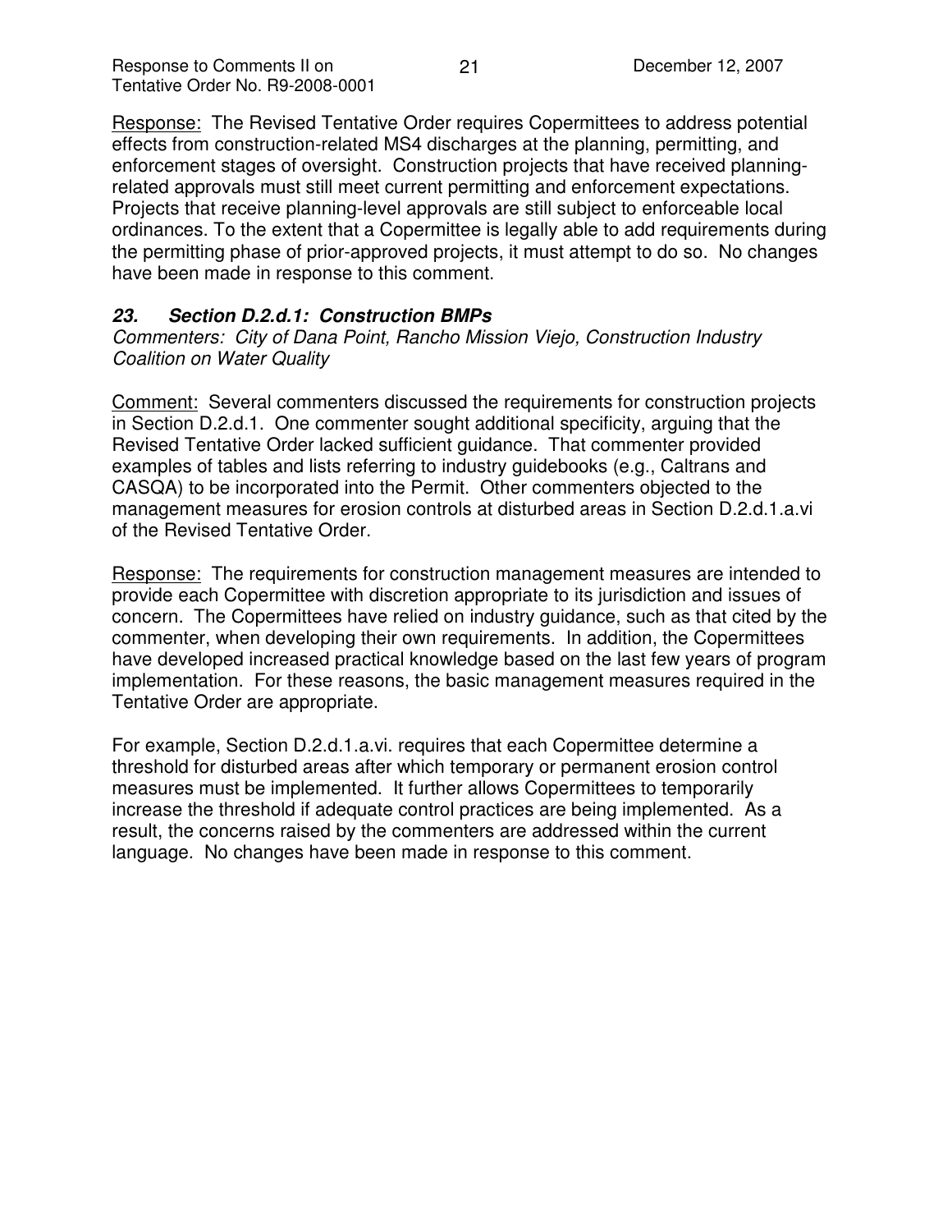Response: The Revised Tentative Order requires Copermittees to address potential effects from construction-related MS4 discharges at the planning, permitting, and enforcement stages of oversight. Construction projects that have received planning-related approvals must still meet current permitting and enforcement expectations. Projects that receive planning-level approvals are still subject to enforceable local ordinances. To the extent that a Copermittee is legally able to add requirements during the permitting phase of prior-approved projects, it must attempt to do so. No changes have been made in response to this comment.

### ***23. Section D.2.d.1: Construction BMPs***

*Commenters: City of Dana Point, Rancho Mission Viejo, Construction Industry Coalition on Water Quality*

Comment: Several commenters discussed the requirements for construction projects in Section D.2.d.1. One commenter sought additional specificity, arguing that the Revised Tentative Order lacked sufficient guidance. That commenter provided examples of tables and lists referring to industry guidebooks (e.g., Caltrans and CASQA) to be incorporated into the Permit. Other commenters objected to the management measures for erosion controls at disturbed areas in Section D.2.d.1.a.vi of the Revised Tentative Order.

Response: The requirements for construction management measures are intended to provide each Copermittee with discretion appropriate to its jurisdiction and issues of concern. The Copermittees have relied on industry guidance, such as that cited by the commenter, when developing their own requirements. In addition, the Copermittees have developed increased practical knowledge based on the last few years of program implementation. For these reasons, the basic management measures required in the Tentative Order are appropriate.

For example, Section D.2.d.1.a.vi. requires that each Copermittee determine a threshold for disturbed areas after which temporary or permanent erosion control measures must be implemented. It further allows Copermittees to temporarily increase the threshold if adequate control practices are being implemented. As a result, the concerns raised by the commenters are addressed within the current language. No changes have been made in response to this comment.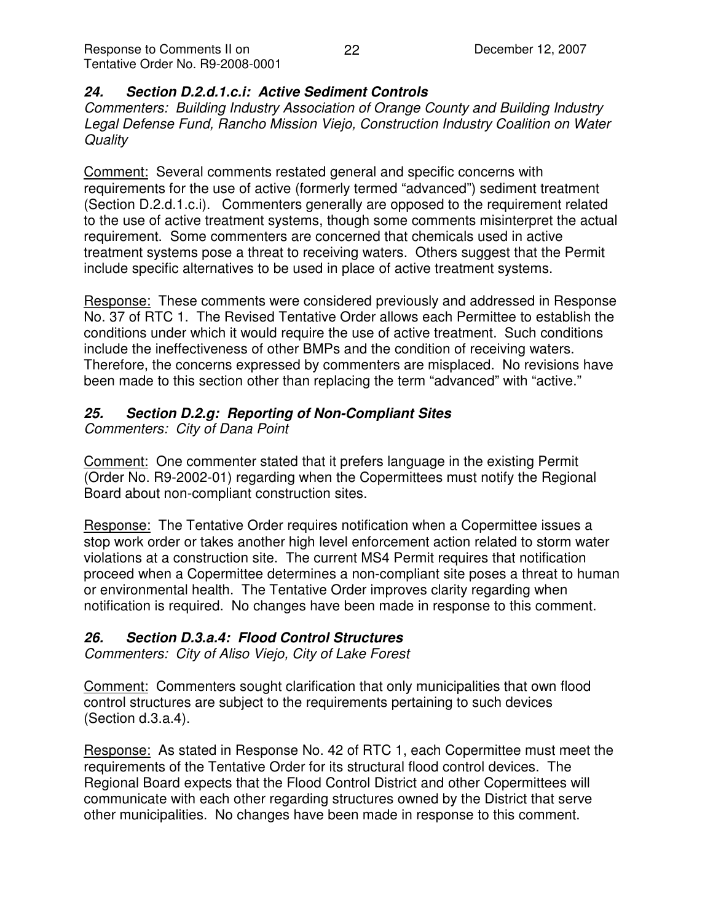### *24. Section D.2.d.1.c.i: Active Sediment Controls*

*Commenters: Building Industry Association of Orange County and Building Industry Legal Defense Fund, Rancho Mission Viejo, Construction Industry Coalition on Water Quality*

Comment: Several comments restated general and specific concerns with requirements for the use of active (formerly termed "advanced") sediment treatment (Section D.2.d.1.c.i). Commenters generally are opposed to the requirement related to the use of active treatment systems, though some comments misinterpret the actual requirement. Some commenters are concerned that chemicals used in active treatment systems pose a threat to receiving waters. Others suggest that the Permit include specific alternatives to be used in place of active treatment systems.

Response: These comments were considered previously and addressed in Response No. 37 of RTC 1. The Revised Tentative Order allows each Permittee to establish the conditions under which it would require the use of active treatment. Such conditions include the ineffectiveness of other BMPs and the condition of receiving waters. Therefore, the concerns expressed by commenters are misplaced. No revisions have been made to this section other than replacing the term "advanced" with "active."

### *25. Section D.2.g: Reporting of Non-Compliant Sites*

*Commenters: City of Dana Point*

Comment: One commenter stated that it prefers language in the existing Permit (Order No. R9-2002-01) regarding when the Copermittees must notify the Regional Board about non-compliant construction sites.

Response: The Tentative Order requires notification when a Copermittee issues a stop work order or takes another high level enforcement action related to storm water violations at a construction site. The current MS4 Permit requires that notification proceed when a Copermittee determines a non-compliant site poses a threat to human or environmental health. The Tentative Order improves clarity regarding when notification is required. No changes have been made in response to this comment.

### *26. Section D.3.a.4: Flood Control Structures*

*Commenters: City of Aliso Viejo, City of Lake Forest*

Comment: Commenters sought clarification that only municipalities that own flood control structures are subject to the requirements pertaining to such devices (Section d.3.a.4).

Response: As stated in Response No. 42 of RTC 1, each Copermittee must meet the requirements of the Tentative Order for its structural flood control devices. The Regional Board expects that the Flood Control District and other Copermittees will communicate with each other regarding structures owned by the District that serve other municipalities. No changes have been made in response to this comment.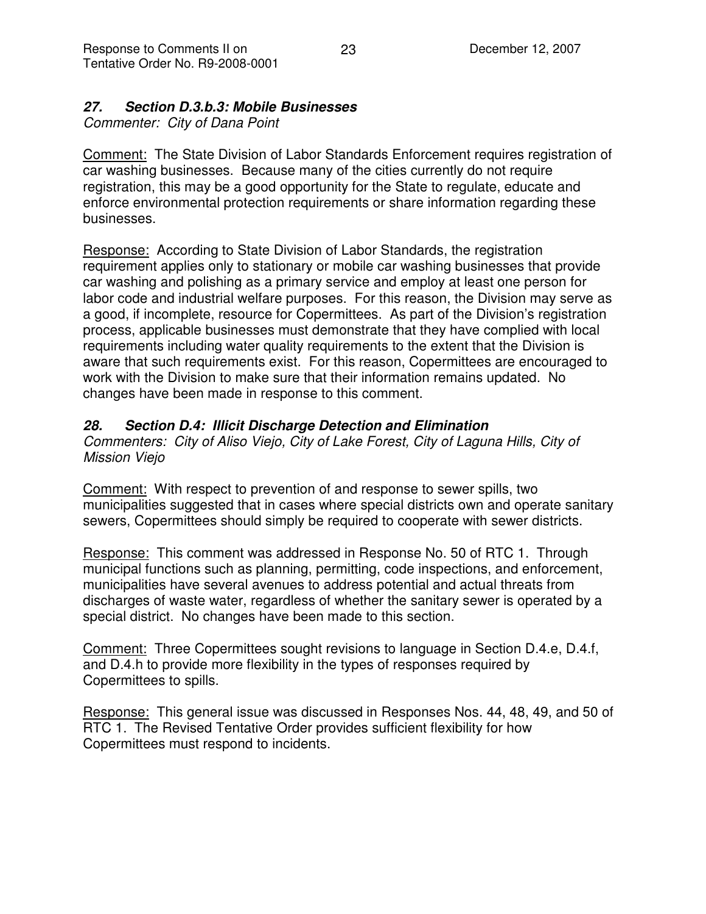### ***27. Section D.3.b.3: Mobile Businesses***

*Commenter: City of Dana Point*

Comment: The State Division of Labor Standards Enforcement requires registration of car washing businesses. Because many of the cities currently do not require registration, this may be a good opportunity for the State to regulate, educate and enforce environmental protection requirements or share information regarding these businesses.

Response: According to State Division of Labor Standards, the registration requirement applies only to stationary or mobile car washing businesses that provide car washing and polishing as a primary service and employ at least one person for labor code and industrial welfare purposes. For this reason, the Division may serve as a good, if incomplete, resource for Copermittees. As part of the Division's registration process, applicable businesses must demonstrate that they have complied with local requirements including water quality requirements to the extent that the Division is aware that such requirements exist. For this reason, Copermittees are encouraged to work with the Division to make sure that their information remains updated. No changes have been made in response to this comment.

### ***28. Section D.4: Illicit Discharge Detection and Elimination***

*Commenters: City of Aliso Viejo, City of Lake Forest, City of Laguna Hills, City of Mission Viejo*

Comment: With respect to prevention of and response to sewer spills, two municipalities suggested that in cases where special districts own and operate sanitary sewers, Copermittees should simply be required to cooperate with sewer districts.

Response: This comment was addressed in Response No. 50 of RTC 1. Through municipal functions such as planning, permitting, code inspections, and enforcement, municipalities have several avenues to address potential and actual threats from discharges of waste water, regardless of whether the sanitary sewer is operated by a special district. No changes have been made to this section.

Comment: Three Copermittees sought revisions to language in Section D.4.e, D.4.f, and D.4.h to provide more flexibility in the types of responses required by Copermittees to spills.

Response: This general issue was discussed in Responses Nos. 44, 48, 49, and 50 of RTC 1. The Revised Tentative Order provides sufficient flexibility for how Copermittees must respond to incidents.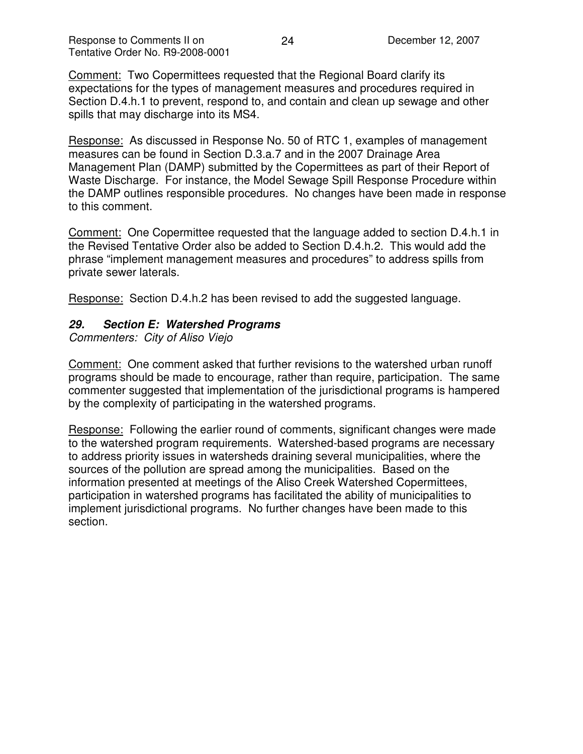Comment: Two Copermittees requested that the Regional Board clarify its expectations for the types of management measures and procedures required in Section D.4.h.1 to prevent, respond to, and contain and clean up sewage and other spills that may discharge into its MS4.

Response: As discussed in Response No. 50 of RTC 1, examples of management measures can be found in Section D.3.a.7 and in the 2007 Drainage Area Management Plan (DAMP) submitted by the Copermittees as part of their Report of Waste Discharge. For instance, the Model Sewage Spill Response Procedure within the DAMP outlines responsible procedures. No changes have been made in response to this comment.

Comment: One Copermittee requested that the language added to section D.4.h.1 in the Revised Tentative Order also be added to Section D.4.h.2. This would add the phrase "implement management measures and procedures" to address spills from private sewer laterals.

Response: Section D.4.h.2 has been revised to add the suggested language.

### *29. Section E: Watershed Programs*

*Commenters: City of Aliso Viejo*

Comment: One comment asked that further revisions to the watershed urban runoff programs should be made to encourage, rather than require, participation. The same commenter suggested that implementation of the jurisdictional programs is hampered by the complexity of participating in the watershed programs.

Response: Following the earlier round of comments, significant changes were made to the watershed program requirements. Watershed-based programs are necessary to address priority issues in watersheds draining several municipalities, where the sources of the pollution are spread among the municipalities. Based on the information presented at meetings of the Aliso Creek Watershed Copermittees, participation in watershed programs has facilitated the ability of municipalities to implement jurisdictional programs. No further changes have been made to this section.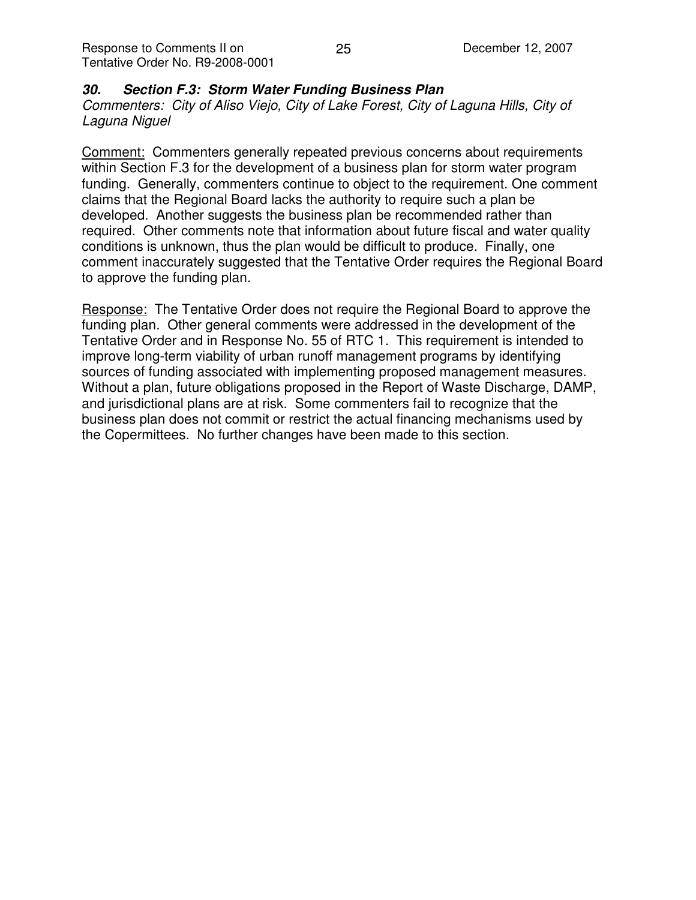### *30. Section F.3: Storm Water Funding Business Plan*

*Commenters: City of Aliso Viejo, City of Lake Forest, City of Laguna Hills, City of Laguna Niguel*

Comment: Commenters generally repeated previous concerns about requirements within Section F.3 for the development of a business plan for storm water program funding. Generally, commenters continue to object to the requirement. One comment claims that the Regional Board lacks the authority to require such a plan be developed. Another suggests the business plan be recommended rather than required. Other comments note that information about future fiscal and water quality conditions is unknown, thus the plan would be difficult to produce. Finally, one comment inaccurately suggested that the Tentative Order requires the Regional Board to approve the funding plan.

Response: The Tentative Order does not require the Regional Board to approve the funding plan. Other general comments were addressed in the development of the Tentative Order and in Response No. 55 of RTC 1. This requirement is intended to improve long-term viability of urban runoff management programs by identifying sources of funding associated with implementing proposed management measures. Without a plan, future obligations proposed in the Report of Waste Discharge, DAMP, and jurisdictional plans are at risk. Some commenters fail to recognize that the business plan does not commit or restrict the actual financing mechanisms used by the Copermittees. No further changes have been made to this section.